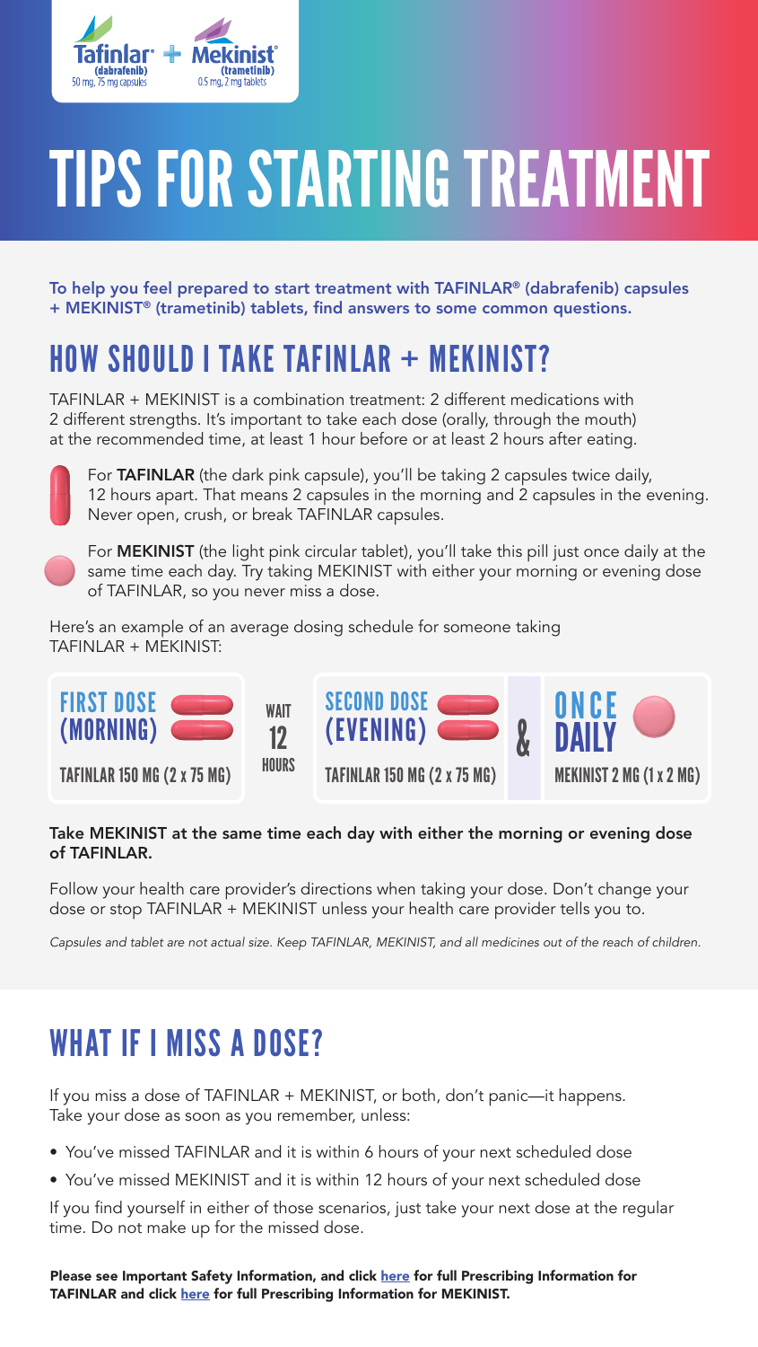Tafinlar® (dabrafenib) 50 mg, 75 mg capsules + Mekinist® (trametinib) 0.5 mg, 2 mg tablets

# TIPS FOR STARTING TREATMENT

**To help you feel prepared to start treatment with TAFINLAR® (dabrafenib) capsules + MEKINIST® (trametinib) tablets, find answers to some common questions.**

## HOW SHOULD I TAKE TAFINLAR + MEKINIST?

TAFINLAR + MEKINIST is a combination treatment: 2 different medications with 2 different strengths. It's important to take each dose (orally, through the mouth) at the recommended time, at least 1 hour before or at least 2 hours after eating.

For **TAFINLAR** (the dark pink capsule), you'll be taking 2 capsules twice daily, 12 hours apart. That means 2 capsules in the morning and 2 capsules in the evening. Never open, crush, or break TAFINLAR capsules.

For **MEKINIST** (the light pink circular tablet), you'll take this pill just once daily at the same time each day. Try taking MEKINIST with either your morning or evening dose of TAFINLAR, so you never miss a dose.

Here's an example of an average dosing schedule for someone taking TAFINLAR + MEKINIST:

| FIRST DOSE (MORNING) | | SECOND DOSE (EVENING) | | ONCE DAILY |
|---|---|---|---|---|
| TAFINLAR 150 MG (2 x 75 MG) | WAIT 12 HOURS | TAFINLAR 150 MG (2 x 75 MG) | & | MEKINIST 2 MG (1 x 2 MG) |

**Take MEKINIST at the same time each day with either the morning or evening dose of TAFINLAR.**

Follow your health care provider's directions when taking your dose. Don't change your dose or stop TAFINLAR + MEKINIST unless your health care provider tells you to.

*Capsules and tablet are not actual size. Keep TAFINLAR, MEKINIST, and all medicines out of the reach of children.*

## WHAT IF I MISS A DOSE?

If you miss a dose of TAFINLAR + MEKINIST, or both, don't panic—it happens. Take your dose as soon as you remember, unless:

- You've missed TAFINLAR and it is within 6 hours of your next scheduled dose
- You've missed MEKINIST and it is within 12 hours of your next scheduled dose

If you find yourself in either of those scenarios, just take your next dose at the regular time. Do not make up for the missed dose.

**Please see Important Safety Information, and click here for full Prescribing Information for TAFINLAR and click here for full Prescribing Information for MEKINIST.**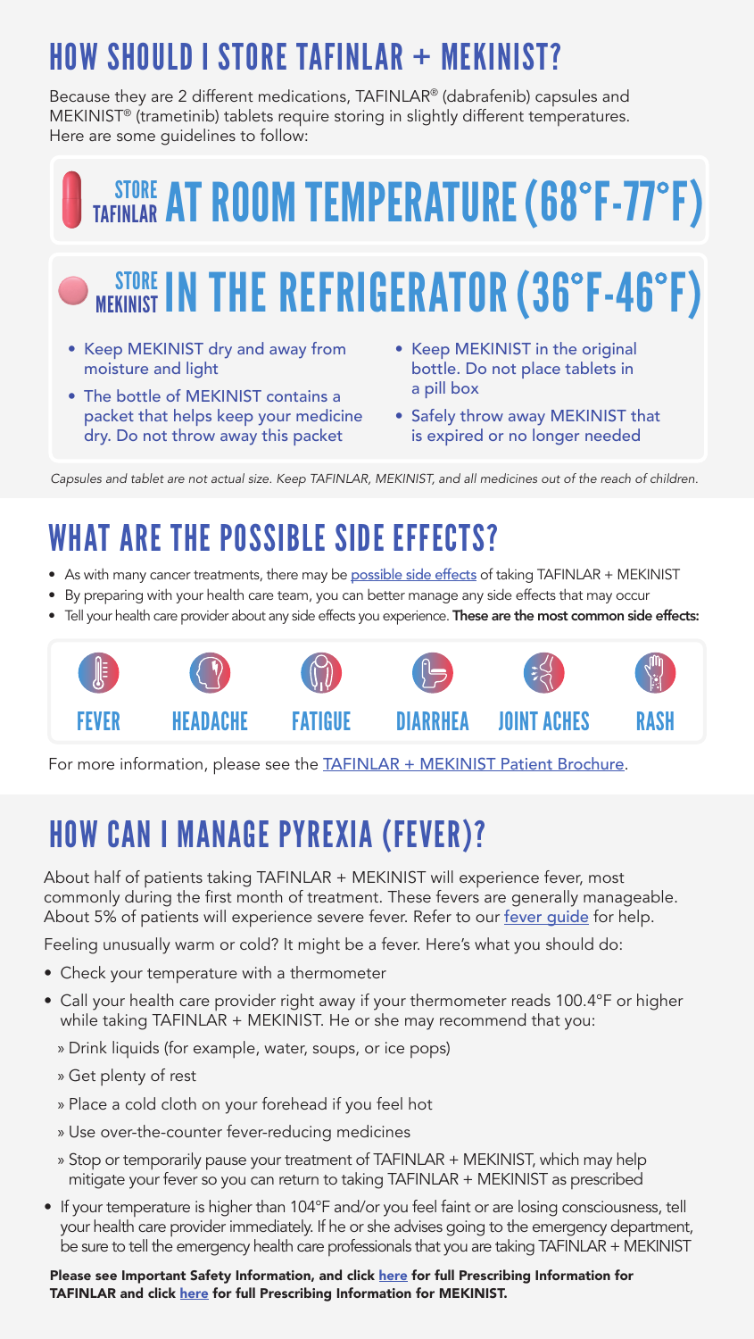# HOW SHOULD I STORE TAFINLAR + MEKINIST?

Because they are 2 different medications, TAFINLAR® (dabrafenib) capsules and MEKINIST® (trametinib) tablets require storing in slightly different temperatures. Here are some guidelines to follow:

## STORE TAFINLAR AT ROOM TEMPERATURE (68°F-77°F)

## STORE MEKINIST IN THE REFRIGERATOR (36°F-46°F)

- Keep MEKINIST dry and away from moisture and light
- The bottle of MEKINIST contains a packet that helps keep your medicine dry. Do not throw away this packet
- Keep MEKINIST in the original bottle. Do not place tablets in a pill box
- Safely throw away MEKINIST that is expired or no longer needed

*Capsules and tablet are not actual size. Keep TAFINLAR, MEKINIST, and all medicines out of the reach of children.*

# WHAT ARE THE POSSIBLE SIDE EFFECTS?

- As with many cancer treatments, there may be possible side effects of taking TAFINLAR + MEKINIST
- By preparing with your health care team, you can better manage any side effects that may occur
- Tell your health care provider about any side effects you experience. **These are the most common side effects:**

FEVER | HEADACHE | FATIGUE | DIARRHEA | JOINT ACHES | RASH

For more information, please see the TAFINLAR + MEKINIST Patient Brochure.

# HOW CAN I MANAGE PYREXIA (FEVER)?

About half of patients taking TAFINLAR + MEKINIST will experience fever, most commonly during the first month of treatment. These fevers are generally manageable. About 5% of patients will experience severe fever. Refer to our fever guide for help.

Feeling unusually warm or cold? It might be a fever. Here's what you should do:

- Check your temperature with a thermometer
- Call your health care provider right away if your thermometer reads 100.4°F or higher while taking TAFINLAR + MEKINIST. He or she may recommend that you:
  - Drink liquids (for example, water, soups, or ice pops)
  - Get plenty of rest
  - Place a cold cloth on your forehead if you feel hot
  - Use over-the-counter fever-reducing medicines
  - Stop or temporarily pause your treatment of TAFINLAR + MEKINIST, which may help mitigate your fever so you can return to taking TAFINLAR + MEKINIST as prescribed
- If your temperature is higher than 104°F and/or you feel faint or are losing consciousness, tell your health care provider immediately. If he or she advises going to the emergency department, be sure to tell the emergency health care professionals that you are taking TAFINLAR + MEKINIST

**Please see Important Safety Information, and click here for full Prescribing Information for TAFINLAR and click here for full Prescribing Information for MEKINIST.**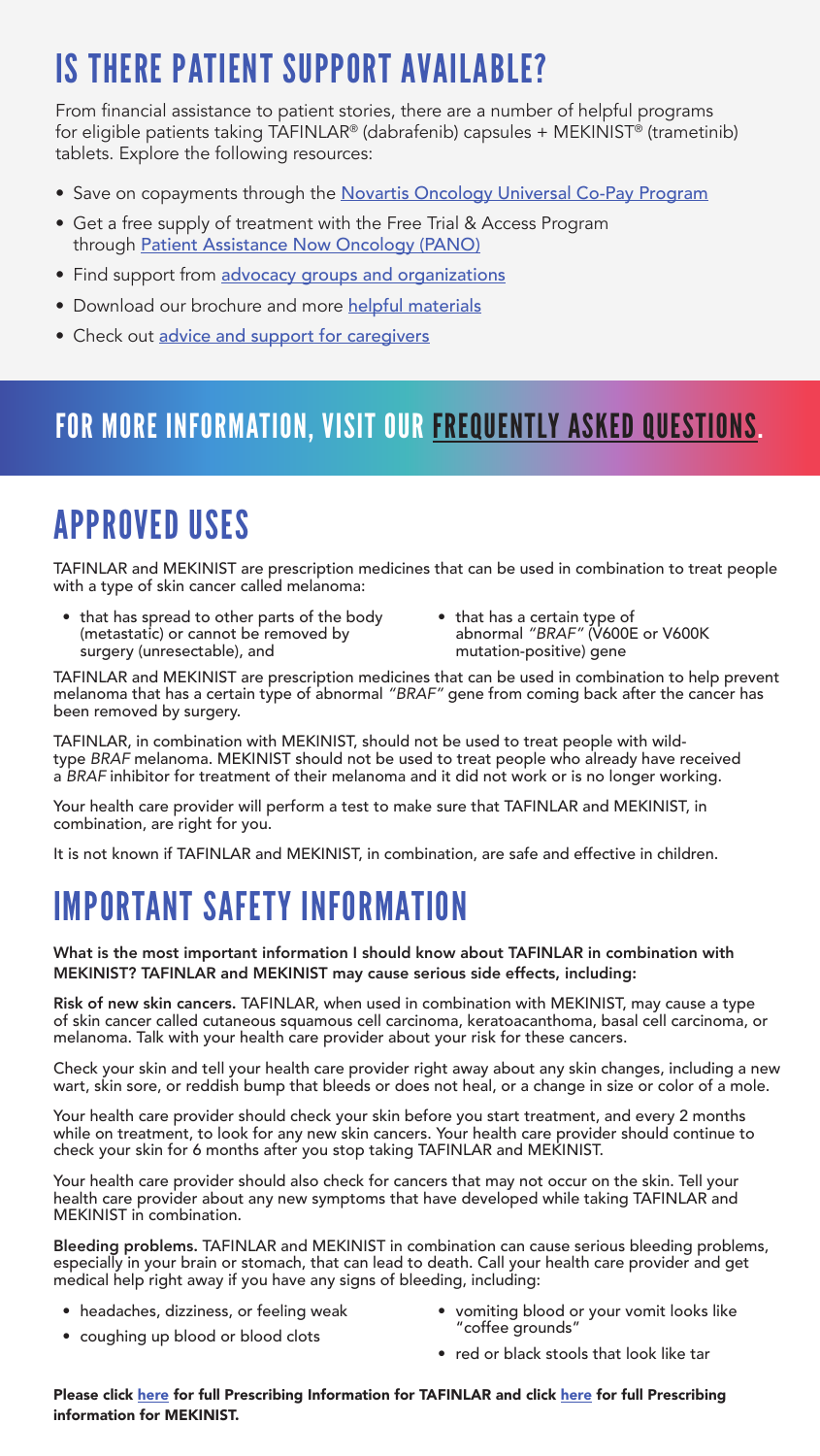# IS THERE PATIENT SUPPORT AVAILABLE?

From financial assistance to patient stories, there are a number of helpful programs for eligible patients taking TAFINLAR® (dabrafenib) capsules + MEKINIST® (trametinib) tablets. Explore the following resources:

- Save on copayments through the Novartis Oncology Universal Co-Pay Program
- Get a free supply of treatment with the Free Trial & Access Program through Patient Assistance Now Oncology (PANO)
- Find support from advocacy groups and organizations
- Download our brochure and more helpful materials
- Check out advice and support for caregivers

## FOR MORE INFORMATION, VISIT OUR FREQUENTLY ASKED QUESTIONS.

# APPROVED USES

TAFINLAR and MEKINIST are prescription medicines that can be used in combination to treat people with a type of skin cancer called melanoma:

- that has spread to other parts of the body (metastatic) or cannot be removed by surgery (unresectable), and
- that has a certain type of abnormal *"BRAF"* (V600E or V600K mutation-positive) gene

TAFINLAR and MEKINIST are prescription medicines that can be used in combination to help prevent melanoma that has a certain type of abnormal *"BRAF"* gene from coming back after the cancer has been removed by surgery.

TAFINLAR, in combination with MEKINIST, should not be used to treat people with wild-type *BRAF* melanoma. MEKINIST should not be used to treat people who already have received a *BRAF* inhibitor for treatment of their melanoma and it did not work or is no longer working.

Your health care provider will perform a test to make sure that TAFINLAR and MEKINIST, in combination, are right for you.

It is not known if TAFINLAR and MEKINIST, in combination, are safe and effective in children.

# IMPORTANT SAFETY INFORMATION

**What is the most important information I should know about TAFINLAR in combination with MEKINIST? TAFINLAR and MEKINIST may cause serious side effects, including:**

**Risk of new skin cancers.** TAFINLAR, when used in combination with MEKINIST, may cause a type of skin cancer called cutaneous squamous cell carcinoma, keratoacanthoma, basal cell carcinoma, or melanoma. Talk with your health care provider about your risk for these cancers.

Check your skin and tell your health care provider right away about any skin changes, including a new wart, skin sore, or reddish bump that bleeds or does not heal, or a change in size or color of a mole.

Your health care provider should check your skin before you start treatment, and every 2 months while on treatment, to look for any new skin cancers. Your health care provider should continue to check your skin for 6 months after you stop taking TAFINLAR and MEKINIST.

Your health care provider should also check for cancers that may not occur on the skin. Tell your health care provider about any new symptoms that have developed while taking TAFINLAR and MEKINIST in combination.

**Bleeding problems.** TAFINLAR and MEKINIST in combination can cause serious bleeding problems, especially in your brain or stomach, that can lead to death. Call your health care provider and get medical help right away if you have any signs of bleeding, including:

- headaches, dizziness, or feeling weak
- coughing up blood or blood clots
- vomiting blood or your vomit looks like "coffee grounds"
- red or black stools that look like tar

**Please click here for full Prescribing Information for TAFINLAR and click here for full Prescribing information for MEKINIST.**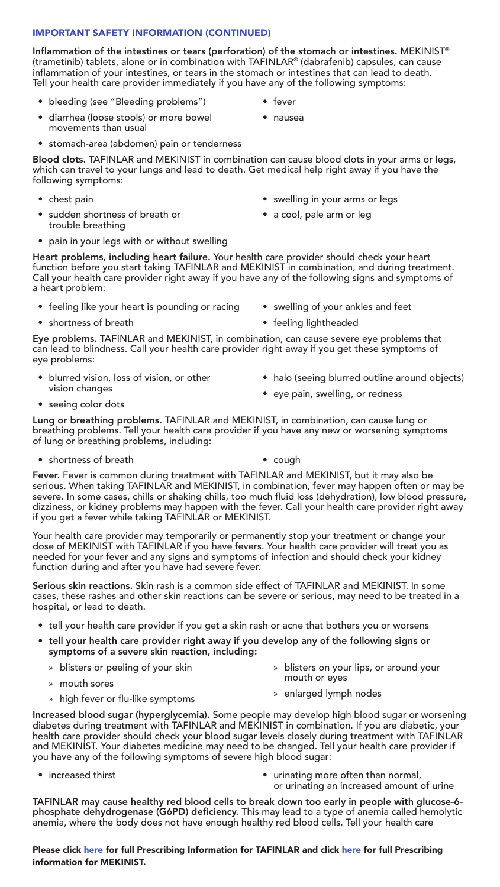## IMPORTANT SAFETY INFORMATION (CONTINUED)

**Inflammation of the intestines or tears (perforation) of the stomach or intestines.** MEKINIST® (trametinib) tablets, alone or in combination with TAFINLAR® (dabrafenib) capsules, can cause inflammation of your intestines, or tears in the stomach or intestines that can lead to death. Tell your health care provider immediately if you have any of the following symptoms:

- bleeding (see "Bleeding problems")
- diarrhea (loose stools) or more bowel movements than usual
- stomach-area (abdomen) pain or tenderness
- fever
- nausea

**Blood clots.** TAFINLAR and MEKINIST in combination can cause blood clots in your arms or legs, which can travel to your lungs and lead to death. Get medical help right away if you have the following symptoms:

- chest pain
- sudden shortness of breath or trouble breathing
- pain in your legs with or without swelling
- swelling in your arms or legs
- a cool, pale arm or leg

**Heart problems, including heart failure.** Your health care provider should check your heart function before you start taking TAFINLAR and MEKINIST in combination, and during treatment. Call your health care provider right away if you have any of the following signs and symptoms of a heart problem:

- feeling like your heart is pounding or racing
- shortness of breath
- swelling of your ankles and feet
- feeling lightheaded

**Eye problems.** TAFINLAR and MEKINIST, in combination, can cause severe eye problems that can lead to blindness. Call your health care provider right away if you get these symptoms of eye problems:

- blurred vision, loss of vision, or other vision changes
- seeing color dots
- halo (seeing blurred outline around objects)
- eye pain, swelling, or redness

**Lung or breathing problems.** TAFINLAR and MEKINIST, in combination, can cause lung or breathing problems. Tell your health care provider if you have any new or worsening symptoms of lung or breathing problems, including:

- shortness of breath
- cough

**Fever.** Fever is common during treatment with TAFINLAR and MEKINIST, but it may also be serious. When taking TAFINLAR and MEKINIST, in combination, fever may happen often or may be severe. In some cases, chills or shaking chills, too much fluid loss (dehydration), low blood pressure, dizziness, or kidney problems may happen with the fever. Call your health care provider right away if you get a fever while taking TAFINLAR or MEKINIST.

Your health care provider may temporarily or permanently stop your treatment or change your dose of MEKINIST with TAFINLAR if you have fevers. Your health care provider will treat you as needed for your fever and any signs and symptoms of infection and should check your kidney function during and after you have had severe fever.

**Serious skin reactions.** Skin rash is a common side effect of TAFINLAR and MEKINIST. In some cases, these rashes and other skin reactions can be severe or serious, may need to be treated in a hospital, or lead to death.

- tell your health care provider if you get a skin rash or acne that bothers you or worsens
- **tell your health care provider right away if you develop any of the following signs or symptoms of a severe skin reaction, including:**
  - blisters or peeling of your skin
  - mouth sores
  - high fever or flu-like symptoms
  - blisters on your lips, or around your mouth or eyes
  - enlarged lymph nodes

**Increased blood sugar (hyperglycemia).** Some people may develop high blood sugar or worsening diabetes during treatment with TAFINLAR and MEKINIST in combination. If you are diabetic, your health care provider should check your blood sugar levels closely during treatment with TAFINLAR and MEKINIST. Your diabetes medicine may need to be changed. Tell your health care provider if you have any of the following symptoms of severe high blood sugar:

- increased thirst
- urinating more often than normal, or urinating an increased amount of urine

**TAFINLAR may cause healthy red blood cells to break down too early in people with glucose-6-phosphate dehydrogenase (G6PD) deficiency.** This may lead to a type of anemia called hemolytic anemia, where the body does not have enough healthy red blood cells. Tell your health care

**Please click here for full Prescribing Information for TAFINLAR and click here for full Prescribing information for MEKINIST.**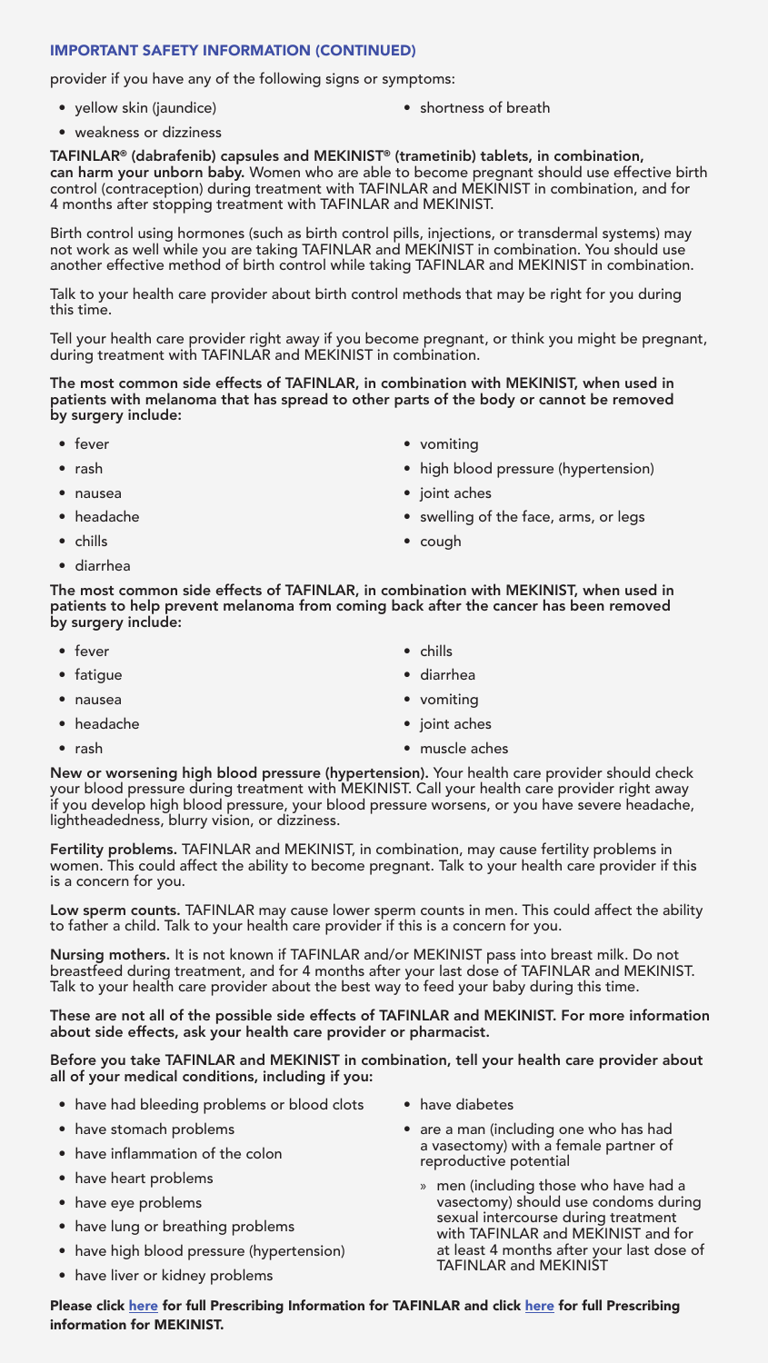## IMPORTANT SAFETY INFORMATION (CONTINUED)

provider if you have any of the following signs or symptoms:

- yellow skin (jaundice)
- weakness or dizziness
- shortness of breath

**TAFINLAR® (dabrafenib) capsules and MEKINIST® (trametinib) tablets, in combination, can harm your unborn baby.** Women who are able to become pregnant should use effective birth control (contraception) during treatment with TAFINLAR and MEKINIST in combination, and for 4 months after stopping treatment with TAFINLAR and MEKINIST.

Birth control using hormones (such as birth control pills, injections, or transdermal systems) may not work as well while you are taking TAFINLAR and MEKINIST in combination. You should use another effective method of birth control while taking TAFINLAR and MEKINIST in combination.

Talk to your health care provider about birth control methods that may be right for you during this time.

Tell your health care provider right away if you become pregnant, or think you might be pregnant, during treatment with TAFINLAR and MEKINIST in combination.

**The most common side effects of TAFINLAR, in combination with MEKINIST, when used in patients with melanoma that has spread to other parts of the body or cannot be removed by surgery include:**

- fever
- rash
- nausea
- headache
- chills
- diarrhea
- vomiting
- high blood pressure (hypertension)
- joint aches
- swelling of the face, arms, or legs
- cough

**The most common side effects of TAFINLAR, in combination with MEKINIST, when used in patients to help prevent melanoma from coming back after the cancer has been removed by surgery include:**

- fever
- fatigue
- nausea
- headache
- rash
- chills
- diarrhea
- vomiting
- joint aches
- muscle aches

**New or worsening high blood pressure (hypertension).** Your health care provider should check your blood pressure during treatment with MEKINIST. Call your health care provider right away if you develop high blood pressure, your blood pressure worsens, or you have severe headache, lightheadedness, blurry vision, or dizziness.

**Fertility problems.** TAFINLAR and MEKINIST, in combination, may cause fertility problems in women. This could affect the ability to become pregnant. Talk to your health care provider if this is a concern for you.

**Low sperm counts.** TAFINLAR may cause lower sperm counts in men. This could affect the ability to father a child. Talk to your health care provider if this is a concern for you.

**Nursing mothers.** It is not known if TAFINLAR and/or MEKINIST pass into breast milk. Do not breastfeed during treatment, and for 4 months after your last dose of TAFINLAR and MEKINIST. Talk to your health care provider about the best way to feed your baby during this time.

**These are not all of the possible side effects of TAFINLAR and MEKINIST. For more information about side effects, ask your health care provider or pharmacist.**

**Before you take TAFINLAR and MEKINIST in combination, tell your health care provider about all of your medical conditions, including if you:**

- have had bleeding problems or blood clots
- have stomach problems
- have inflammation of the colon
- have heart problems
- have eye problems
- have lung or breathing problems
- have high blood pressure (hypertension)
- have liver or kidney problems
- have diabetes
- are a man (including one who has had a vasectomy) with a female partner of reproductive potential
  - men (including those who have had a vasectomy) should use condoms during sexual intercourse during treatment with TAFINLAR and MEKINIST and for at least 4 months after your last dose of TAFINLAR and MEKINIST

**Please click here for full Prescribing Information for TAFINLAR and click here for full Prescribing information for MEKINIST.**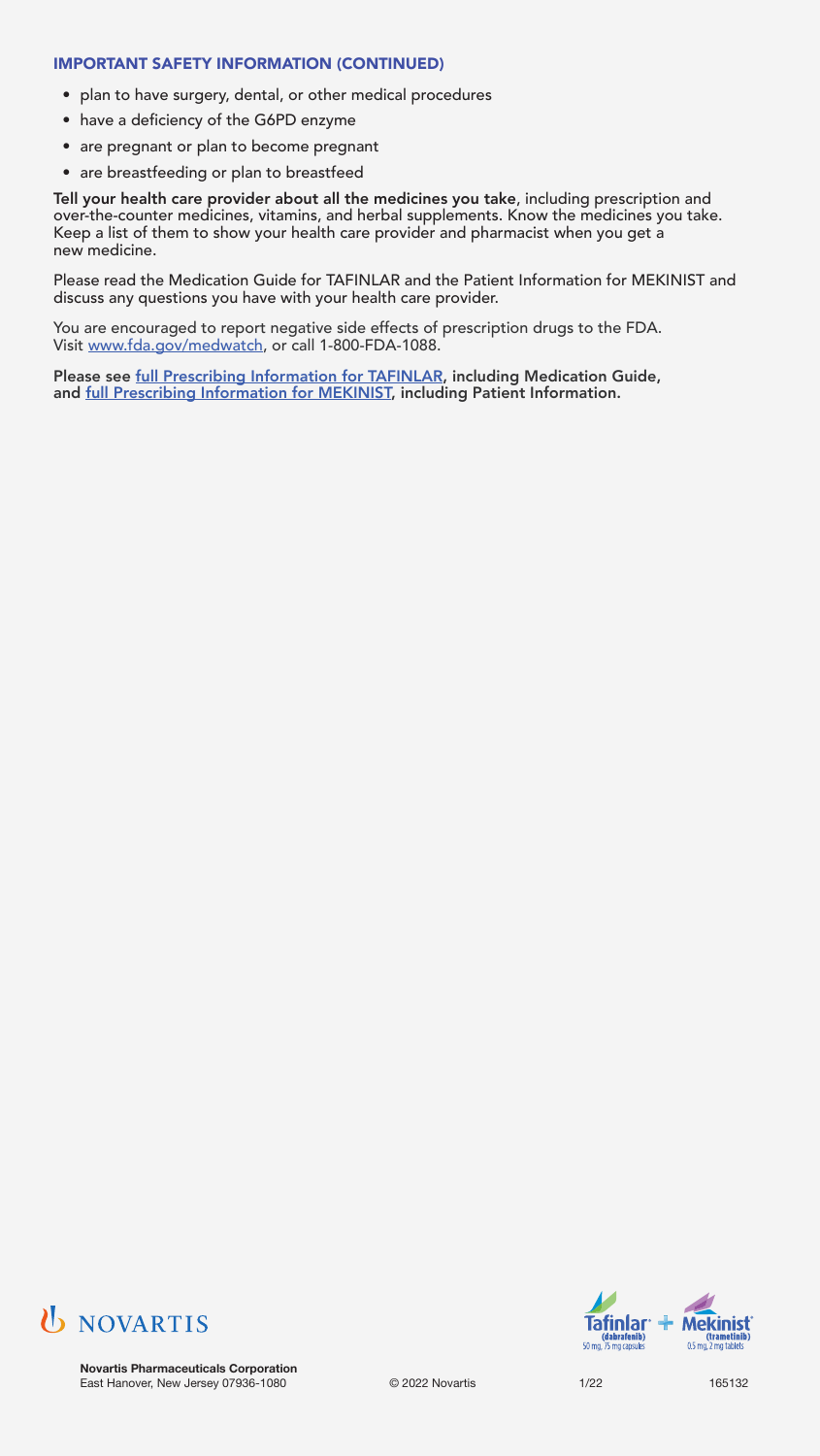### IMPORTANT SAFETY INFORMATION (CONTINUED)

- plan to have surgery, dental, or other medical procedures
- have a deficiency of the G6PD enzyme
- are pregnant or plan to become pregnant
- are breastfeeding or plan to breastfeed

**Tell your health care provider about all the medicines you take**, including prescription and over-the-counter medicines, vitamins, and herbal supplements. Know the medicines you take. Keep a list of them to show your health care provider and pharmacist when you get a new medicine.

Please read the Medication Guide for TAFINLAR and the Patient Information for MEKINIST and discuss any questions you have with your health care provider.

You are encouraged to report negative side effects of prescription drugs to the FDA. Visit www.fda.gov/medwatch, or call 1-800-FDA-1088.

**Please see full Prescribing Information for TAFINLAR, including Medication Guide, and full Prescribing Information for MEKINIST, including Patient Information.**

NOVARTIS

Tafinlar® (dabrafenib) 50 mg, 75 mg capsules + Mekinist® (trametinib) 0.5 mg, 2 mg tablets

**Novartis Pharmaceuticals Corporation**
East Hanover, New Jersey 07936-1080

© 2022 Novartis 1/22 165132